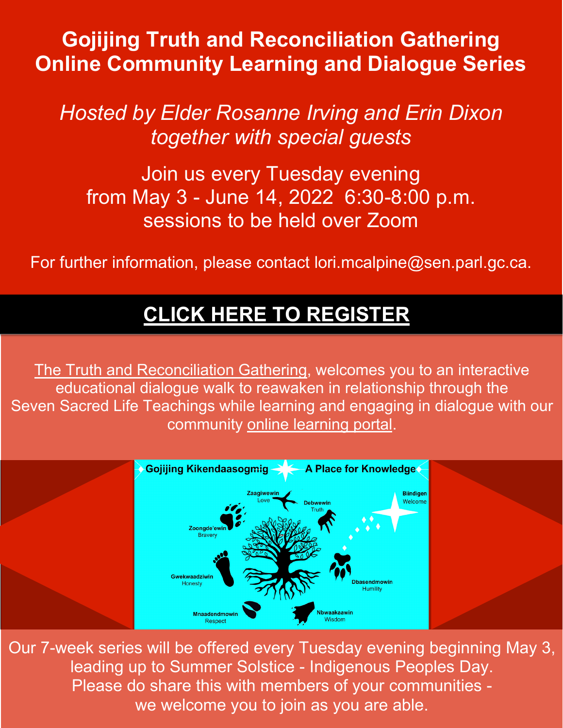# Gojijing Truth and Reconciliation Gathering Online Community Learning and Dialogue Series

*Hosted by Elder Rosanne Irving and Erin Dixon together with special guests*

Join us every Tuesday evening from May 3 - June 14, 2022 6:30-8:00 p.m. sessions to be held over Zoom

For further information, please contact lori.mcalpine@sen.parl.gc.ca.

## CLICK HERE TO REGISTER

The Truth and Reconciliation Gathering, welcomes you to an interactive educational dialogue walk to reawaken in relationship through the Seven Sacred Life Teachings while learning and engaging in dialogue with our community online learning portal.

Gojijing Kikendaasogmig A Place for Knowledge

Zaagiwewin
Love

Debwewin
Truth

Biindigen
Welcome

Zoongde'ewin
Bravery

Gwekwaadziwin
Honesty

Dbasendmowin
Humility

Mnaadendmowin
Respect

Nbwaakaawin
Wisdom

Our 7-week series will be offered every Tuesday evening beginning May 3, leading up to Summer Solstice - Indigenous Peoples Day. Please do share this with members of your communities - we welcome you to join as you are able.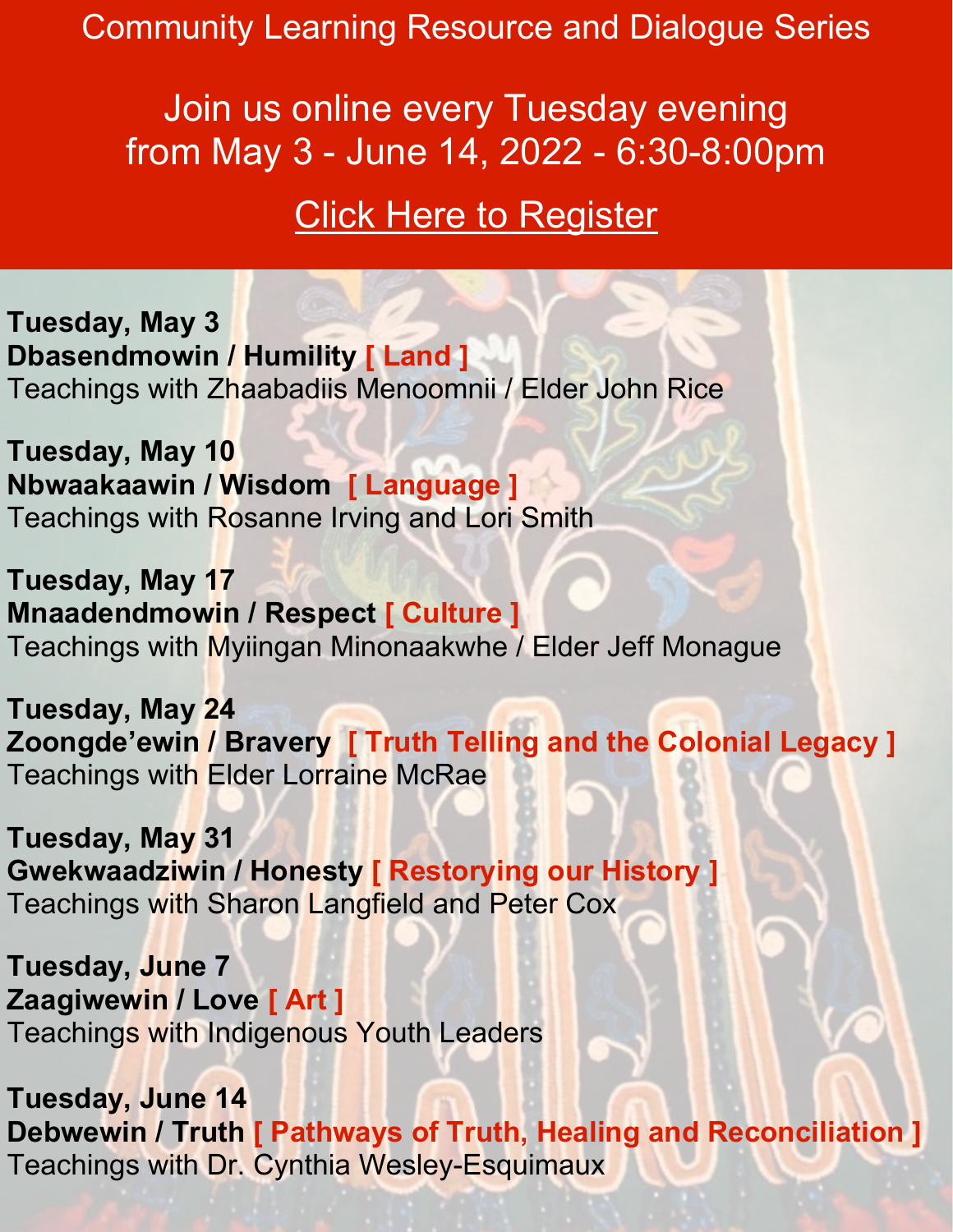Community Learning Resource and Dialogue Series

Join us online every Tuesday evening from May 3 - June 14, 2022 - 6:30-8:00pm

Click Here to Register

**Tuesday, May 3**
**Dbasendmowin / Humility [ Land ]**
Teachings with Zhaabadiis Menoomnii / Elder John Rice

**Tuesday, May 10**
**Nbwaakaawin / Wisdom [ Language ]**
Teachings with Rosanne Irving and Lori Smith

**Tuesday, May 17**
**Mnaadendmowin / Respect [ Culture ]**
Teachings with Myiingan Minonaakwhe / Elder Jeff Monague

**Tuesday, May 24**
**Zoongde'ewin / Bravery [ Truth Telling and the Colonial Legacy ]**
Teachings with Elder Lorraine McRae

**Tuesday, May 31**
**Gwekwaadziwin / Honesty [ Restorying our History ]**
Teachings with Sharon Langfield and Peter Cox

**Tuesday, June 7**
**Zaagiwewin / Love [ Art ]**
Teachings with Indigenous Youth Leaders

**Tuesday, June 14**
**Debwewin / Truth [ Pathways of Truth, Healing and Reconciliation ]**
Teachings with Dr. Cynthia Wesley-Esquimaux